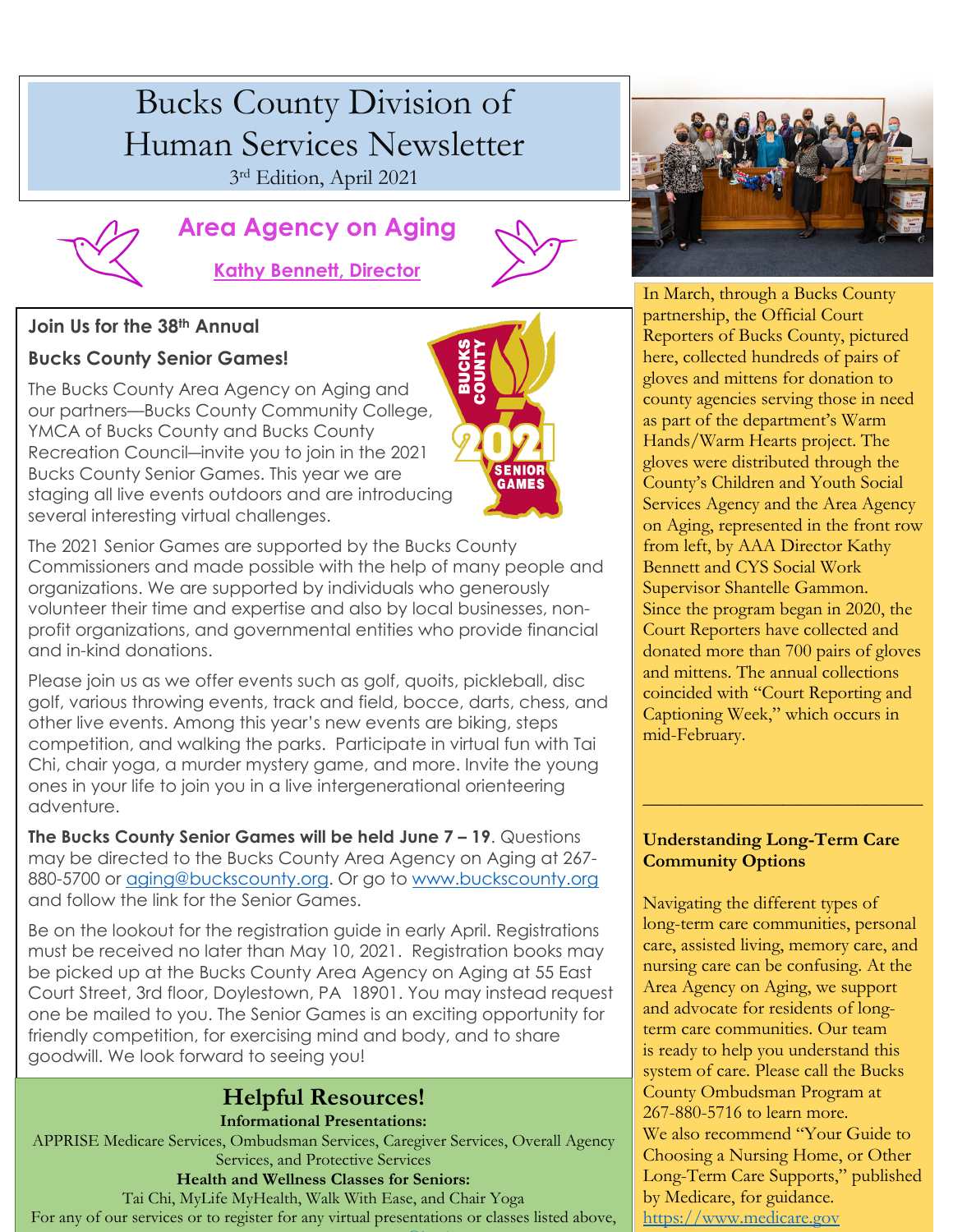# Bucks County Division of Human Services Newsletter

3rd Edition, April 2021

## Area Agency on Aging

**Kathy Bennett, Director**

### Join Us for the 38th Annual Bucks County Senior Games!

The Bucks County Area Agency on Aging and our partners—Bucks County Community College, YMCA of Bucks County and Bucks County Recreation Council—invite you to join in the 2021 Bucks County Senior Games. This year we are staging all live events outdoors and are introducing several interesting virtual challenges.

The 2021 Senior Games are supported by the Bucks County Commissioners and made possible with the help of many people and organizations. We are supported by individuals who generously volunteer their time and expertise and also by local businesses, non-profit organizations, and governmental entities who provide financial and in-kind donations.

Please join us as we offer events such as golf, quoits, pickleball, disc golf, various throwing events, track and field, bocce, darts, chess, and other live events. Among this year's new events are biking, steps competition, and walking the parks. Participate in virtual fun with Tai Chi, chair yoga, a murder mystery game, and more. Invite the young ones in your life to join you in a live intergenerational orienteering adventure.

**The Bucks County Senior Games will be held June 7 – 19**. Questions may be directed to the Bucks County Area Agency on Aging at 267-880-5700 or aging@buckscounty.org. Or go to www.buckscounty.org and follow the link for the Senior Games.

Be on the lookout for the registration guide in early April. Registrations must be received no later than May 10, 2021. Registration books may be picked up at the Bucks County Area Agency on Aging at 55 East Court Street, 3rd floor, Doylestown, PA 18901. You may instead request one be mailed to you. The Senior Games is an exciting opportunity for friendly competition, for exercising mind and body, and to share goodwill. We look forward to seeing you!

## Helpful Resources!

**Informational Presentations:**

APPRISE Medicare Services, Ombudsman Services, Caregiver Services, Overall Agency Services, and Protective Services

**Health and Wellness Classes for Seniors:**

Tai Chi, MyLife MyHealth, Walk With Ease, and Chair Yoga

For any of our services or to register for any virtual presentations or classes listed above,

In March, through a Bucks County partnership, the Official Court Reporters of Bucks County, pictured here, collected hundreds of pairs of gloves and mittens for donation to county agencies serving those in need as part of the department's Warm Hands/Warm Hearts project. The gloves were distributed through the County's Children and Youth Social Services Agency and the Area Agency on Aging, represented in the front row from left, by AAA Director Kathy Bennett and CYS Social Work Supervisor Shantelle Gammon. Since the program began in 2020, the Court Reporters have collected and donated more than 700 pairs of gloves and mittens. The annual collections coincided with "Court Reporting and Captioning Week," which occurs in mid-February.

---

### Understanding Long-Term Care Community Options

Navigating the different types of long-term care communities, personal care, assisted living, memory care, and nursing care can be confusing. At the Area Agency on Aging, we support and advocate for residents of long-term care communities. Our team is ready to help you understand this system of care. Please call the Bucks County Ombudsman Program at 267-880-5716 to learn more. We also recommend "Your Guide to Choosing a Nursing Home, or Other Long-Term Care Supports," published by Medicare, for guidance. https://www.medicare.gov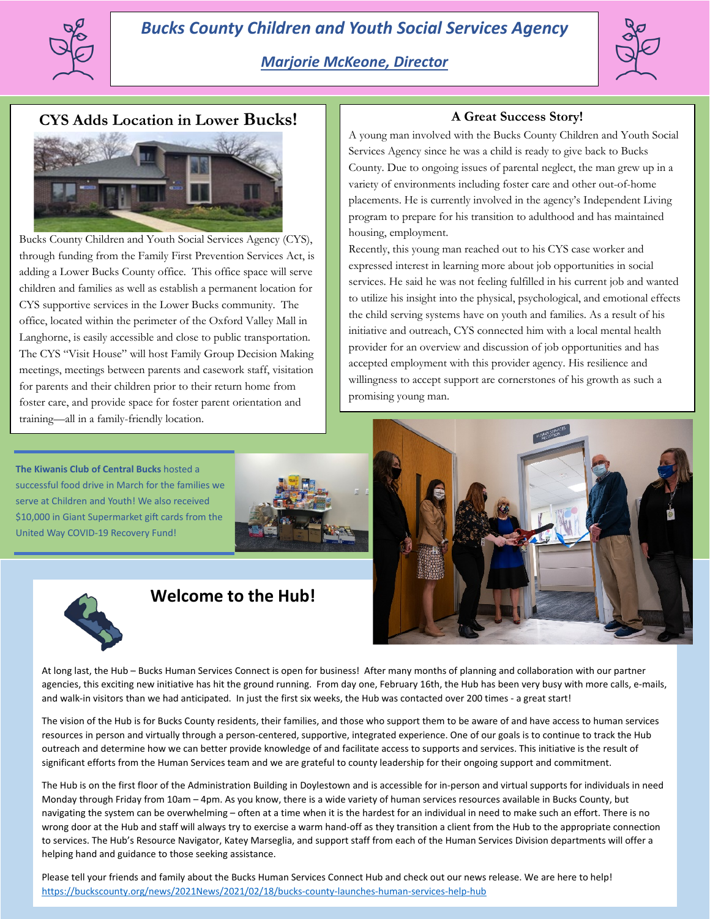# Bucks County Children and Youth Social Services Agency

## Marjorie McKeone, Director

## CYS Adds Location in Lower Bucks!

Bucks County Children and Youth Social Services Agency (CYS), through funding from the Family First Prevention Services Act, is adding a Lower Bucks County office. This office space will serve children and families as well as establish a permanent location for CYS supportive services in the Lower Bucks community. The office, located within the perimeter of the Oxford Valley Mall in Langhorne, is easily accessible and close to public transportation. The CYS "Visit House" will host Family Group Decision Making meetings, meetings between parents and casework staff, visitation for parents and their children prior to their return home from foster care, and provide space for foster parent orientation and training—all in a family-friendly location.

## A Great Success Story!

A young man involved with the Bucks County Children and Youth Social Services Agency since he was a child is ready to give back to Bucks County. Due to ongoing issues of parental neglect, the man grew up in a variety of environments including foster care and other out-of-home placements. He is currently involved in the agency's Independent Living program to prepare for his transition to adulthood and has maintained housing, employment.

Recently, this young man reached out to his CYS case worker and expressed interest in learning more about job opportunities in social services. He said he was not feeling fulfilled in his current job and wanted to utilize his insight into the physical, psychological, and emotional effects the child serving systems have on youth and families. As a result of his initiative and outreach, CYS connected him with a local mental health provider for an overview and discussion of job opportunities and has accepted employment with this provider agency. His resilience and willingness to accept support are cornerstones of his growth as such a promising young man.

**The Kiwanis Club of Central Bucks** hosted a successful food drive in March for the families we serve at Children and Youth! We also received $10,000 in Giant Supermarket gift cards from the United Way COVID-19 Recovery Fund!

## Welcome to the Hub!

At long last, the Hub – Bucks Human Services Connect is open for business! After many months of planning and collaboration with our partner agencies, this exciting new initiative has hit the ground running. From day one, February 16th, the Hub has been very busy with more calls, e-mails, and walk-in visitors than we had anticipated. In just the first six weeks, the Hub was contacted over 200 times - a great start!

The vision of the Hub is for Bucks County residents, their families, and those who support them to be aware of and have access to human services resources in person and virtually through a person-centered, supportive, integrated experience. One of our goals is to continue to track the Hub outreach and determine how we can better provide knowledge of and facilitate access to supports and services. This initiative is the result of significant efforts from the Human Services team and we are grateful to county leadership for their ongoing support and commitment.

The Hub is on the first floor of the Administration Building in Doylestown and is accessible for in-person and virtual supports for individuals in need Monday through Friday from 10am – 4pm. As you know, there is a wide variety of human services resources available in Bucks County, but navigating the system can be overwhelming – often at a time when it is the hardest for an individual in need to make such an effort. There is no wrong door at the Hub and staff will always try to exercise a warm hand-off as they transition a client from the Hub to the appropriate connection to services. The Hub's Resource Navigator, Katey Marseglia, and support staff from each of the Human Services Division departments will offer a helping hand and guidance to those seeking assistance.

Please tell your friends and family about the Bucks Human Services Connect Hub and check out our news release. We are here to help!
https://buckscounty.org/news/2021News/2021/02/18/bucks-county-launches-human-services-help-hub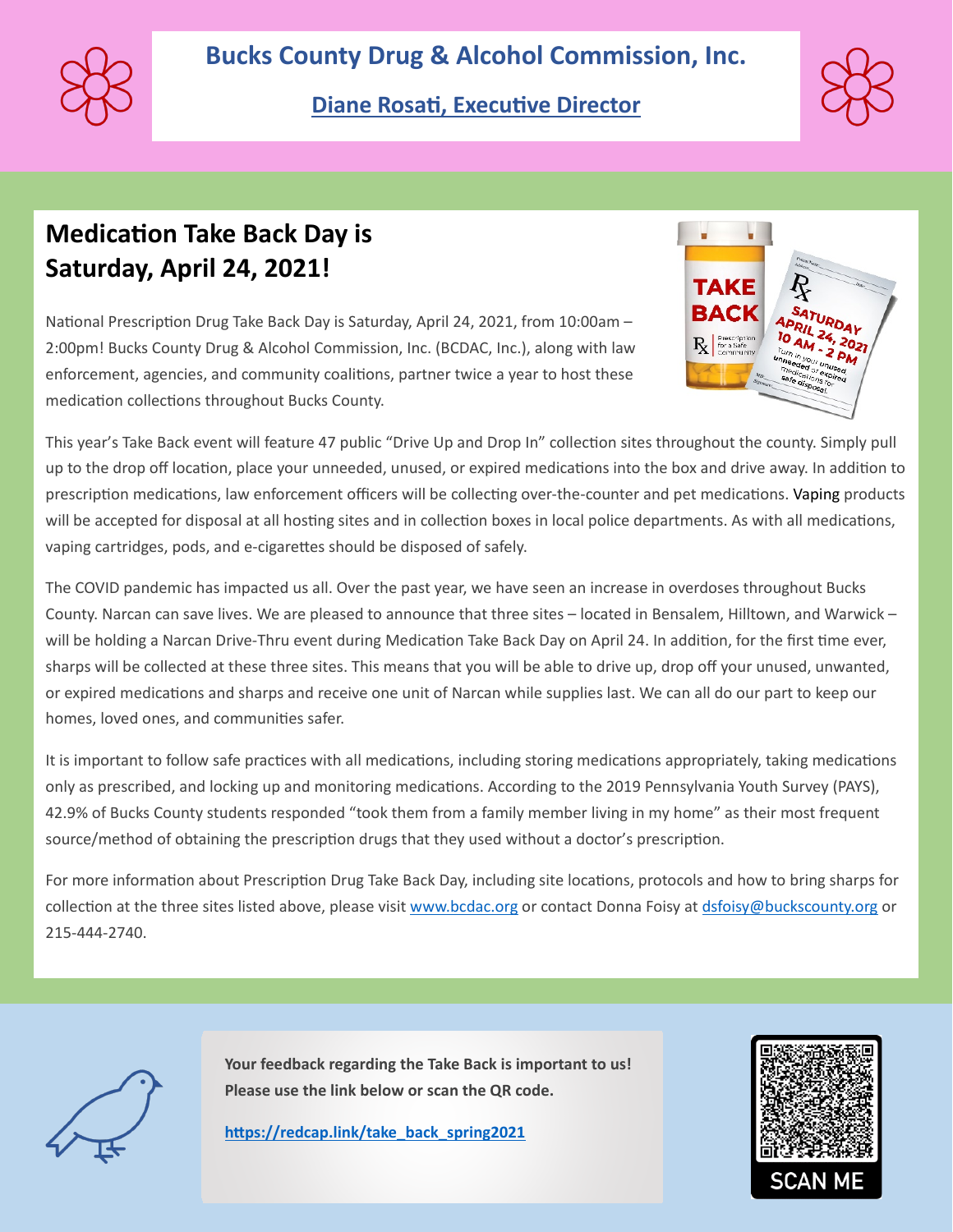# Bucks County Drug & Alcohol Commission, Inc.

**Diane Rosati, Executive Director**

## Medication Take Back Day is Saturday, April 24, 2021!

National Prescription Drug Take Back Day is Saturday, April 24, 2021, from 10:00am – 2:00pm! Bucks County Drug & Alcohol Commission, Inc. (BCDAC, Inc.), along with law enforcement, agencies, and community coalitions, partner twice a year to host these medication collections throughout Bucks County.

This year's Take Back event will feature 47 public "Drive Up and Drop In" collection sites throughout the county. Simply pull up to the drop off location, place your unneeded, unused, or expired medications into the box and drive away. In addition to prescription medications, law enforcement officers will be collecting over-the-counter and pet medications. Vaping products will be accepted for disposal at all hosting sites and in collection boxes in local police departments. As with all medications, vaping cartridges, pods, and e-cigarettes should be disposed of safely.

The COVID pandemic has impacted us all. Over the past year, we have seen an increase in overdoses throughout Bucks County. Narcan can save lives. We are pleased to announce that three sites – located in Bensalem, Hilltown, and Warwick – will be holding a Narcan Drive-Thru event during Medication Take Back Day on April 24. In addition, for the first time ever, sharps will be collected at these three sites. This means that you will be able to drive up, drop off your unused, unwanted, or expired medications and sharps and receive one unit of Narcan while supplies last. We can all do our part to keep our homes, loved ones, and communities safer.

It is important to follow safe practices with all medications, including storing medications appropriately, taking medications only as prescribed, and locking up and monitoring medications. According to the 2019 Pennsylvania Youth Survey (PAYS), 42.9% of Bucks County students responded "took them from a family member living in my home" as their most frequent source/method of obtaining the prescription drugs that they used without a doctor's prescription.

For more information about Prescription Drug Take Back Day, including site locations, protocols and how to bring sharps for collection at the three sites listed above, please visit www.bcdac.org or contact Donna Foisy at dsfoisy@buckscounty.org or 215-444-2740.

**Your feedback regarding the Take Back is important to us! Please use the link below or scan the QR code.**

**https://redcap.link/take_back_spring2021**

SCAN ME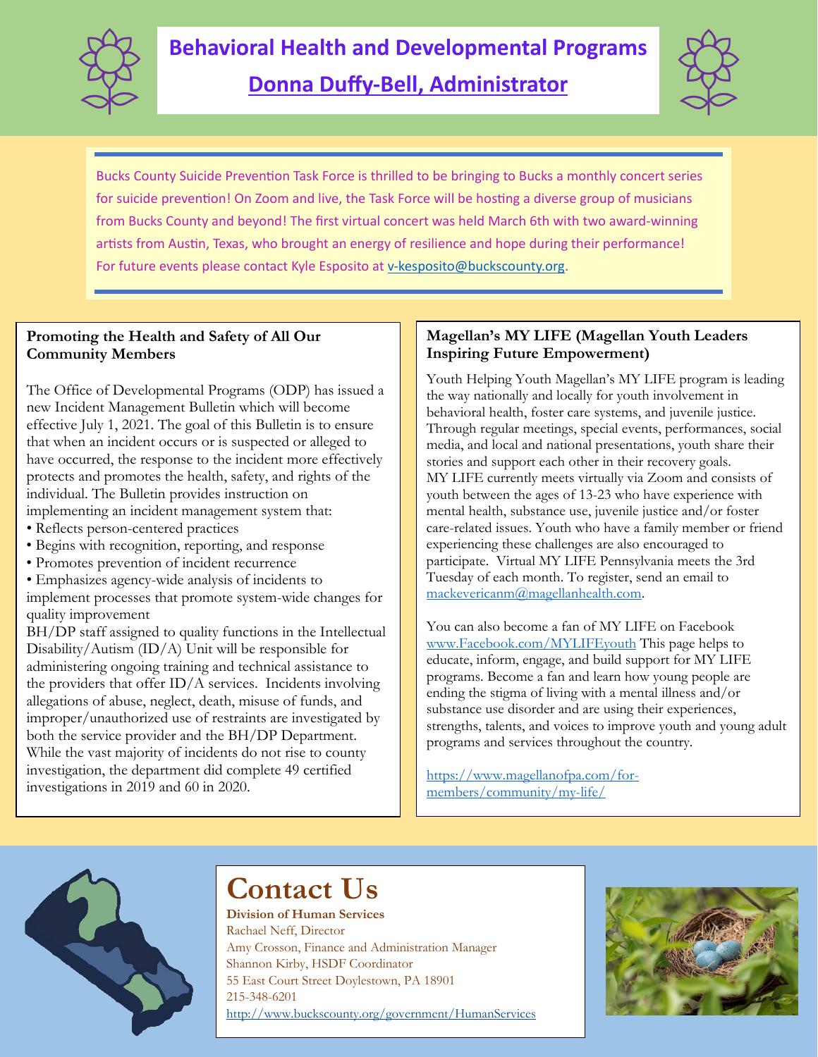# Behavioral Health and Developmental Programs

## Donna Duffy-Bell, Administrator

Bucks County Suicide Prevention Task Force is thrilled to be bringing to Bucks a monthly concert series for suicide prevention! On Zoom and live, the Task Force will be hosting a diverse group of musicians from Bucks County and beyond! The first virtual concert was held March 6th with two award-winning artists from Austin, Texas, who brought an energy of resilience and hope during their performance! For future events please contact Kyle Esposito at v-kesposito@buckscounty.org.

### Promoting the Health and Safety of All Our Community Members

The Office of Developmental Programs (ODP) has issued a new Incident Management Bulletin which will become effective July 1, 2021. The goal of this Bulletin is to ensure that when an incident occurs or is suspected or alleged to have occurred, the response to the incident more effectively protects and promotes the health, safety, and rights of the individual. The Bulletin provides instruction on implementing an incident management system that:

- Reflects person-centered practices
- Begins with recognition, reporting, and response
- Promotes prevention of incident recurrence
- Emphasizes agency-wide analysis of incidents to implement processes that promote system-wide changes for quality improvement

BH/DP staff assigned to quality functions in the Intellectual Disability/Autism (ID/A) Unit will be responsible for administering ongoing training and technical assistance to the providers that offer ID/A services. Incidents involving allegations of abuse, neglect, death, misuse of funds, and improper/unauthorized use of restraints are investigated by both the service provider and the BH/DP Department. While the vast majority of incidents do not rise to county investigation, the department did complete 49 certified investigations in 2019 and 60 in 2020.

### Magellan's MY LIFE (Magellan Youth Leaders Inspiring Future Empowerment)

Youth Helping Youth Magellan's MY LIFE program is leading the way nationally and locally for youth involvement in behavioral health, foster care systems, and juvenile justice. Through regular meetings, special events, performances, social media, and local and national presentations, youth share their stories and support each other in their recovery goals. MY LIFE currently meets virtually via Zoom and consists of youth between the ages of 13-23 who have experience with mental health, substance use, juvenile justice and/or foster care-related issues. Youth who have a family member or friend experiencing these challenges are also encouraged to participate. Virtual MY LIFE Pennsylvania meets the 3rd Tuesday of each month. To register, send an email to mackevericanm@magellanhealth.com.

You can also become a fan of MY LIFE on Facebook www.Facebook.com/MYLIFEyouth This page helps to educate, inform, engage, and build support for MY LIFE programs. Become a fan and learn how young people are ending the stigma of living with a mental illness and/or substance use disorder and are using their experiences, strengths, talents, and voices to improve youth and young adult programs and services throughout the country.

https://www.magellanofpa.com/for-members/community/my-life/

# Contact Us

**Division of Human Services**
Rachael Neff, Director
Amy Crosson, Finance and Administration Manager
Shannon Kirby, HSDF Coordinator
55 East Court Street Doylestown, PA 18901
215-348-6201
http://www.buckscounty.org/government/HumanServices